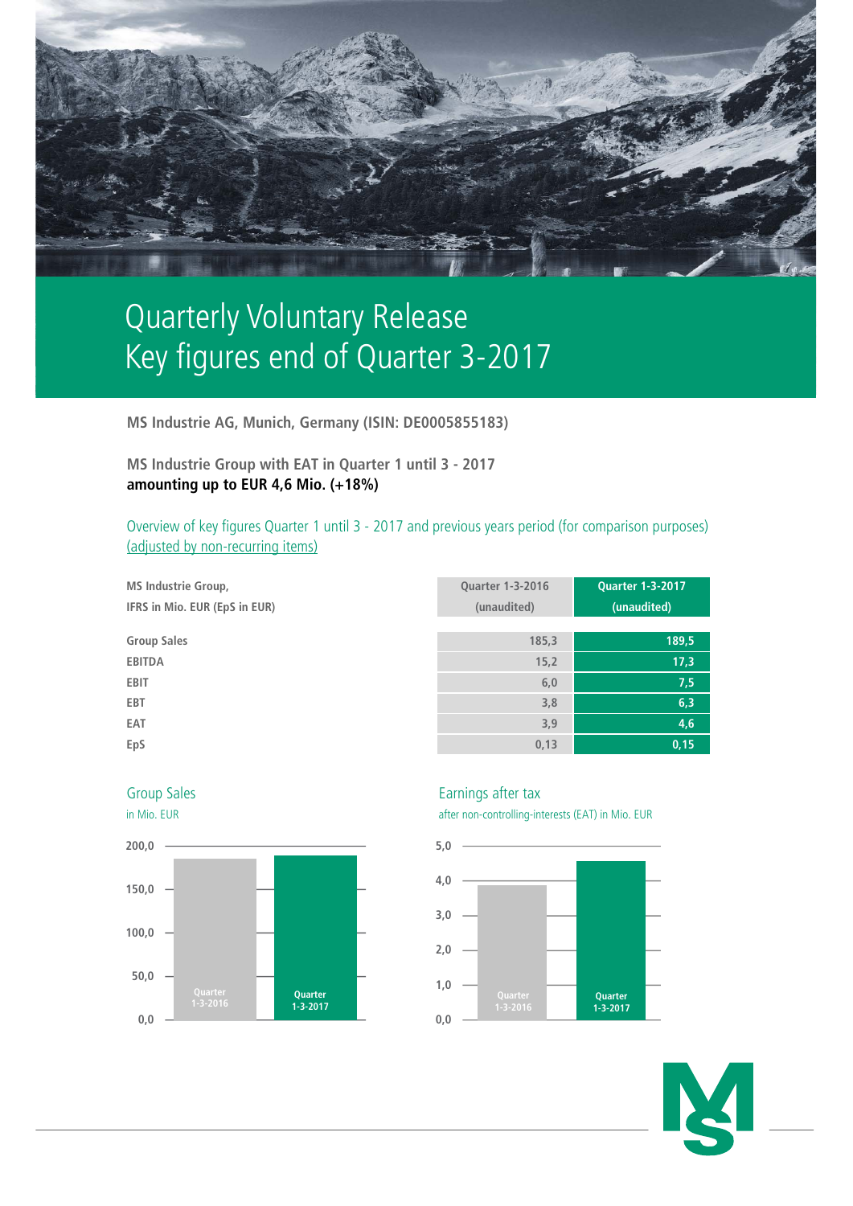# Quarterly Voluntary Release
# Key figures end of Quarter 3-2017

**MS Industrie AG, Munich, Germany (ISIN: DE0005855183)**

**MS Industrie Group with EAT in Quarter 1 until 3 - 2017**
**amounting up to EUR 4,6 Mio. (+18%)**

Overview of key figures Quarter 1 until 3 - 2017 and previous years period (for comparison purposes)
(adjusted by non-recurring items)

| MS Industrie Group, IFRS in Mio. EUR (EpS in EUR) | Quarter 1-3-2016 (unaudited) | Quarter 1-3-2017 (unaudited) |
|---|---|---|
| Group Sales | 185,3 | 189,5 |
| EBITDA | 15,2 | 17,3 |
| EBIT | 6,0 | 7,5 |
| EBT | 3,8 | 6,3 |
| EAT | 3,9 | 4,6 |
| EpS | 0,13 | 0,15 |

Group Sales
in Mio. EUR

Earnings after tax
after non-controlling-interests (EAT) in Mio. EUR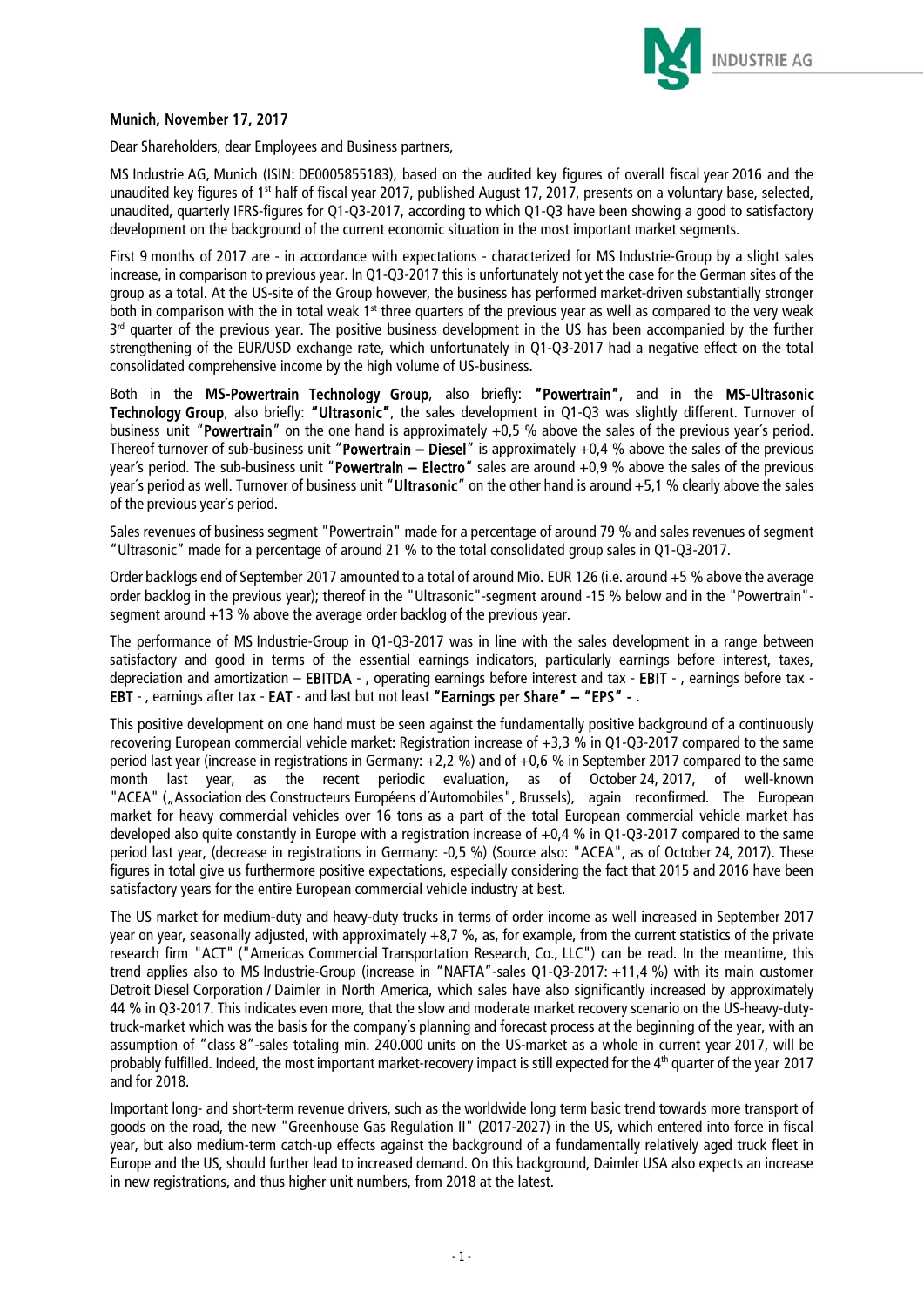**Munich, November 17, 2017**

Dear Shareholders, dear Employees and Business partners,

MS Industrie AG, Munich (ISIN: DE0005855183), based on the audited key figures of overall fiscal year 2016 and the unaudited key figures of 1st half of fiscal year 2017, published August 17, 2017, presents on a voluntary base, selected, unaudited, quarterly IFRS-figures for Q1-Q3-2017, according to which Q1-Q3 have been showing a good to satisfactory development on the background of the current economic situation in the most important market segments.

First 9 months of 2017 are - in accordance with expectations - characterized for MS Industrie-Group by a slight sales increase, in comparison to previous year. In Q1-Q3-2017 this is unfortunately not yet the case for the German sites of the group as a total. At the US-site of the Group however, the business has performed market-driven substantially stronger both in comparison with the in total weak 1st three quarters of the previous year as well as compared to the very weak 3rd quarter of the previous year. The positive business development in the US has been accompanied by the further strengthening of the EUR/USD exchange rate, which unfortunately in Q1-Q3-2017 had a negative effect on the total consolidated comprehensive income by the high volume of US-business.

Both in the **MS-Powertrain Technology Group**, also briefly: **"Powertrain"**, and in the **MS-Ultrasonic Technology Group**, also briefly: **"Ultrasonic"**, the sales development in Q1-Q3 was slightly different. Turnover of business unit "**Powertrain**" on the one hand is approximately +0,5 % above the sales of the previous year´s period. Thereof turnover of sub-business unit "**Powertrain – Diesel**" is approximately +0,4 % above the sales of the previous year´s period. The sub-business unit "**Powertrain – Electro**" sales are around +0,9 % above the sales of the previous year´s period as well. Turnover of business unit "**Ultrasonic**" on the other hand is around +5,1 % clearly above the sales of the previous year´s period.

Sales revenues of business segment "Powertrain" made for a percentage of around 79 % and sales revenues of segment "Ultrasonic" made for a percentage of around 21 % to the total consolidated group sales in Q1-Q3-2017.

Order backlogs end of September 2017 amounted to a total of around Mio. EUR 126 (i.e. around +5 % above the average order backlog in the previous year); thereof in the "Ultrasonic"-segment around -15 % below and in the "Powertrain"-segment around +13 % above the average order backlog of the previous year.

The performance of MS Industrie-Group in Q1-Q3-2017 was in line with the sales development in a range between satisfactory and good in terms of the essential earnings indicators, particularly earnings before interest, taxes, depreciation and amortization – **EBITDA** - , operating earnings before interest and tax - **EBIT** - , earnings before tax - **EBT** - , earnings after tax - **EAT** - and last but not least **"Earnings per Share" – "EPS" -** .

This positive development on one hand must be seen against the fundamentally positive background of a continuously recovering European commercial vehicle market: Registration increase of +3,3 % in Q1-Q3-2017 compared to the same period last year (increase in registrations in Germany: +2,2 %) and of +0,6 % in September 2017 compared to the same month last year, as the recent periodic evaluation, as of October 24, 2017, of well-known "ACEA" („Association des Constructeurs Européens d´Automobiles", Brussels), again reconfirmed. The European market for heavy commercial vehicles over 16 tons as a part of the total European commercial vehicle market has developed also quite constantly in Europe with a registration increase of +0,4 % in Q1-Q3-2017 compared to the same period last year, (decrease in registrations in Germany: -0,5 %) (Source also: "ACEA", as of October 24, 2017). These figures in total give us furthermore positive expectations, especially considering the fact that 2015 and 2016 have been satisfactory years for the entire European commercial vehicle industry at best.

The US market for medium-duty and heavy-duty trucks in terms of order income as well increased in September 2017 year on year, seasonally adjusted, with approximately +8,7 %, as, for example, from the current statistics of the private research firm "ACT" ("Americas Commercial Transportation Research, Co., LLC") can be read. In the meantime, this trend applies also to MS Industrie-Group (increase in "NAFTA"-sales Q1-Q3-2017: +11,4 %) with its main customer Detroit Diesel Corporation / Daimler in North America, which sales have also significantly increased by approximately 44 % in Q3-2017. This indicates even more, that the slow and moderate market recovery scenario on the US-heavy-duty-truck-market which was the basis for the company´s planning and forecast process at the beginning of the year, with an assumption of "class 8"-sales totaling min. 240.000 units on the US-market as a whole in current year 2017, will be probably fulfilled. Indeed, the most important market-recovery impact is still expected for the 4th quarter of the year 2017 and for 2018.

Important long- and short-term revenue drivers, such as the worldwide long term basic trend towards more transport of goods on the road, the new "Greenhouse Gas Regulation II" (2017-2027) in the US, which entered into force in fiscal year, but also medium-term catch-up effects against the background of a fundamentally relatively aged truck fleet in Europe and the US, should further lead to increased demand. On this background, Daimler USA also expects an increase in new registrations, and thus higher unit numbers, from 2018 at the latest.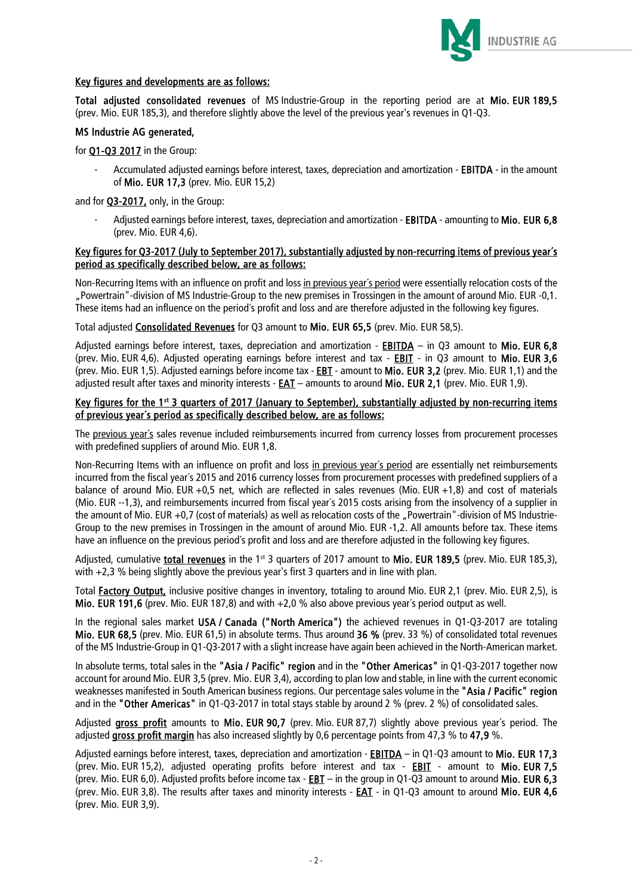**Key figures and developments are as follows:**

**Total adjusted consolidated revenues** of MS Industrie-Group in the reporting period are at **Mio. EUR 189,5** (prev. Mio. EUR 185,3), and therefore slightly above the level of the previous year's revenues in Q1-Q3.

**MS Industrie AG generated,**

for **Q1-Q3 2017** in the Group:

- Accumulated adjusted earnings before interest, taxes, depreciation and amortization - **EBITDA** - in the amount of **Mio. EUR 17,3** (prev. Mio. EUR 15,2)

and for **Q3-2017,** only, in the Group:

- Adjusted earnings before interest, taxes, depreciation and amortization - **EBITDA** - amounting to **Mio. EUR 6,8** (prev. Mio. EUR 4,6).

**Key figures for Q3-2017 (July to September 2017), substantially adjusted by non-recurring items of previous year´s period as specifically described below, are as follows:**

Non-Recurring Items with an influence on profit and loss in previous year´s period were essentially relocation costs of the „Powertrain"-division of MS Industrie-Group to the new premises in Trossingen in the amount of around Mio. EUR -0,1. These items had an influence on the period´s profit and loss and are therefore adjusted in the following key figures.

Total adjusted **Consolidated Revenues** for Q3 amount to **Mio. EUR 65,5** (prev. Mio. EUR 58,5).

Adjusted earnings before interest, taxes, depreciation and amortization - **EBITDA** – in Q3 amount to **Mio. EUR 6,8** (prev. Mio. EUR 4,6). Adjusted operating earnings before interest and tax - **EBIT** - in Q3 amount to **Mio. EUR 3,6** (prev. Mio. EUR 1,5). Adjusted earnings before income tax - **EBT** - amount to **Mio. EUR 3,2** (prev. Mio. EUR 1,1) and the adjusted result after taxes and minority interests - **EAT** – amounts to around **Mio. EUR 2,1** (prev. Mio. EUR 1,9).

**Key figures for the 1st 3 quarters of 2017 (January to September), substantially adjusted by non-recurring items of previous year´s period as specifically described below, are as follows:**

The previous year´s sales revenue included reimbursements incurred from currency losses from procurement processes with predefined suppliers of around Mio. EUR 1,8.

Non-Recurring Items with an influence on profit and loss in previous year´s period are essentially net reimbursements incurred from the fiscal year´s 2015 and 2016 currency losses from procurement processes with predefined suppliers of a balance of around Mio. EUR +0,5 net, which are reflected in sales revenues (Mio. EUR +1,8) and cost of materials (Mio. EUR --1,3), and reimbursements incurred from fiscal year´s 2015 costs arising from the insolvency of a supplier in the amount of Mio. EUR +0,7 (cost of materials) as well as relocation costs of the „Powertrain"-division of MS Industrie-Group to the new premises in Trossingen in the amount of around Mio. EUR -1,2. All amounts before tax. These items have an influence on the previous period´s profit and loss and are therefore adjusted in the following key figures.

Adjusted, cumulative **total revenues** in the 1st 3 quarters of 2017 amount to **Mio. EUR 189,5** (prev. Mio. EUR 185,3), with +2,3 % being slightly above the previous year's first 3 quarters and in line with plan.

Total **Factory Output,** inclusive positive changes in inventory, totaling to around Mio. EUR 2,1 (prev. Mio. EUR 2,5), is **Mio. EUR 191,6** (prev. Mio. EUR 187,8) and with +2,0 % also above previous year´s period output as well.

In the regional sales market **USA / Canada ("North America")** the achieved revenues in Q1-Q3-2017 are totaling **Mio. EUR 68,5** (prev. Mio. EUR 61,5) in absolute terms. Thus around **36 %** (prev. 33 %) of consolidated total revenues of the MS Industrie-Group in Q1-Q3-2017 with a slight increase have again been achieved in the North-American market.

In absolute terms, total sales in the **"Asia / Pacific" region** and in the **"Other Americas"** in Q1-Q3-2017 together now account for around Mio. EUR 3,5 (prev. Mio. EUR 3,4), according to plan low and stable, in line with the current economic weaknesses manifested in South American business regions. Our percentage sales volume in the **"Asia / Pacific" region** and in the **"Other Americas"** in Q1-Q3-2017 in total stays stable by around 2 % (prev. 2 %) of consolidated sales.

Adjusted **gross profit** amounts to **Mio. EUR 90,7** (prev. Mio. EUR 87,7) slightly above previous year´s period. The adjusted **gross profit margin** has also increased slightly by 0,6 percentage points from 47,3 % to **47,9** %.

Adjusted earnings before interest, taxes, depreciation and amortization - **EBITDA** – in Q1-Q3 amount to **Mio. EUR 17,3** (prev. Mio. EUR 15,2), adjusted operating profits before interest and tax - **EBIT** - amount to **Mio. EUR 7,5** (prev. Mio. EUR 6,0). Adjusted profits before income tax - **EBT** – in the group in Q1-Q3 amount to around **Mio. EUR 6,3** (prev. Mio. EUR 3,8). The results after taxes and minority interests - **EAT** - in Q1-Q3 amount to around **Mio. EUR 4,6** (prev. Mio. EUR 3,9).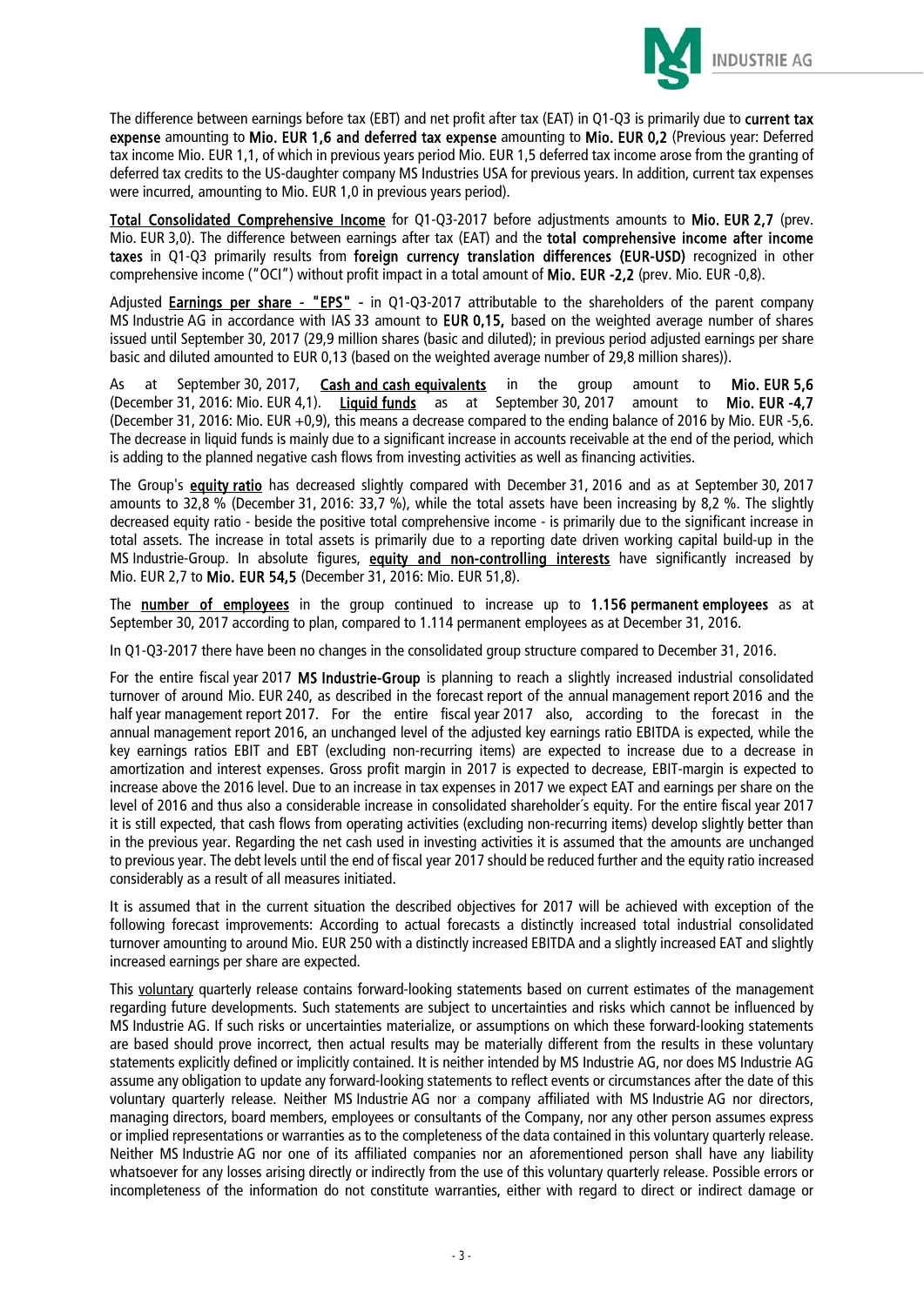The difference between earnings before tax (EBT) and net profit after tax (EAT) in Q1-Q3 is primarily due to **current tax expense** amounting to **Mio. EUR 1,6 and deferred tax expense** amounting to **Mio. EUR 0,2** (Previous year: Deferred tax income Mio. EUR 1,1, of which in previous years period Mio. EUR 1,5 deferred tax income arose from the granting of deferred tax credits to the US-daughter company MS Industries USA for previous years. In addition, current tax expenses were incurred, amounting to Mio. EUR 1,0 in previous years period).

**Total Consolidated Comprehensive Income** for Q1-Q3-2017 before adjustments amounts to **Mio. EUR 2,7** (prev. Mio. EUR 3,0). The difference between earnings after tax (EAT) and the **total comprehensive income after income taxes** in Q1-Q3 primarily results from **foreign currency translation differences (EUR-USD)** recognized in other comprehensive income ("OCI") without profit impact in a total amount of **Mio. EUR -2,2** (prev. Mio. EUR -0,8).

Adjusted **Earnings per share - "EPS" -** in Q1-Q3-2017 attributable to the shareholders of the parent company MS Industrie AG in accordance with IAS 33 amount to **EUR 0,15,** based on the weighted average number of shares issued until September 30, 2017 (29,9 million shares (basic and diluted); in previous period adjusted earnings per share basic and diluted amounted to EUR 0,13 (based on the weighted average number of 29,8 million shares)).

As at September 30, 2017, **Cash and cash equivalents** in the group amount to **Mio. EUR 5,6** (December 31, 2016: Mio. EUR 4,1). **Liquid funds** as at September 30, 2017 amount to **Mio. EUR -4,7** (December 31, 2016: Mio. EUR +0,9), this means a decrease compared to the ending balance of 2016 by Mio. EUR -5,6. The decrease in liquid funds is mainly due to a significant increase in accounts receivable at the end of the period, which is adding to the planned negative cash flows from investing activities as well as financing activities.

The Group's **equity ratio** has decreased slightly compared with December 31, 2016 and as at September 30, 2017 amounts to 32,8 % (December 31, 2016: 33,7 %), while the total assets have been increasing by 8,2 %. The slightly decreased equity ratio - beside the positive total comprehensive income - is primarily due to the significant increase in total assets. The increase in total assets is primarily due to a reporting date driven working capital build-up in the MS Industrie-Group. In absolute figures, **equity and non-controlling interests** have significantly increased by Mio. EUR 2,7 to **Mio. EUR 54,5** (December 31, 2016: Mio. EUR 51,8).

The **number of employees** in the group continued to increase up to **1.156 permanent employees** as at September 30, 2017 according to plan, compared to 1.114 permanent employees as at December 31, 2016.

In Q1-Q3-2017 there have been no changes in the consolidated group structure compared to December 31, 2016.

For the entire fiscal year 2017 **MS Industrie-Group** is planning to reach a slightly increased industrial consolidated turnover of around Mio. EUR 240, as described in the forecast report of the annual management report 2016 and the half year management report 2017. For the entire fiscal year 2017 also, according to the forecast in the annual management report 2016, an unchanged level of the adjusted key earnings ratio EBITDA is expected, while the key earnings ratios EBIT and EBT (excluding non-recurring items) are expected to increase due to a decrease in amortization and interest expenses. Gross profit margin in 2017 is expected to decrease, EBIT-margin is expected to increase above the 2016 level. Due to an increase in tax expenses in 2017 we expect EAT and earnings per share on the level of 2016 and thus also a considerable increase in consolidated shareholder´s equity. For the entire fiscal year 2017 it is still expected, that cash flows from operating activities (excluding non-recurring items) develop slightly better than in the previous year. Regarding the net cash used in investing activities it is assumed that the amounts are unchanged to previous year. The debt levels until the end of fiscal year 2017 should be reduced further and the equity ratio increased considerably as a result of all measures initiated.

It is assumed that in the current situation the described objectives for 2017 will be achieved with exception of the following forecast improvements: According to actual forecasts a distinctly increased total industrial consolidated turnover amounting to around Mio. EUR 250 with a distinctly increased EBITDA and a slightly increased EAT and slightly increased earnings per share are expected.

This voluntary quarterly release contains forward-looking statements based on current estimates of the management regarding future developments. Such statements are subject to uncertainties and risks which cannot be influenced by MS Industrie AG. If such risks or uncertainties materialize, or assumptions on which these forward-looking statements are based should prove incorrect, then actual results may be materially different from the results in these voluntary statements explicitly defined or implicitly contained. It is neither intended by MS Industrie AG, nor does MS Industrie AG assume any obligation to update any forward-looking statements to reflect events or circumstances after the date of this voluntary quarterly release. Neither MS Industrie AG nor a company affiliated with MS Industrie AG nor directors, managing directors, board members, employees or consultants of the Company, nor any other person assumes express or implied representations or warranties as to the completeness of the data contained in this voluntary quarterly release. Neither MS Industrie AG nor one of its affiliated companies nor an aforementioned person shall have any liability whatsoever for any losses arising directly or indirectly from the use of this voluntary quarterly release. Possible errors or incompleteness of the information do not constitute warranties, either with regard to direct or indirect damage or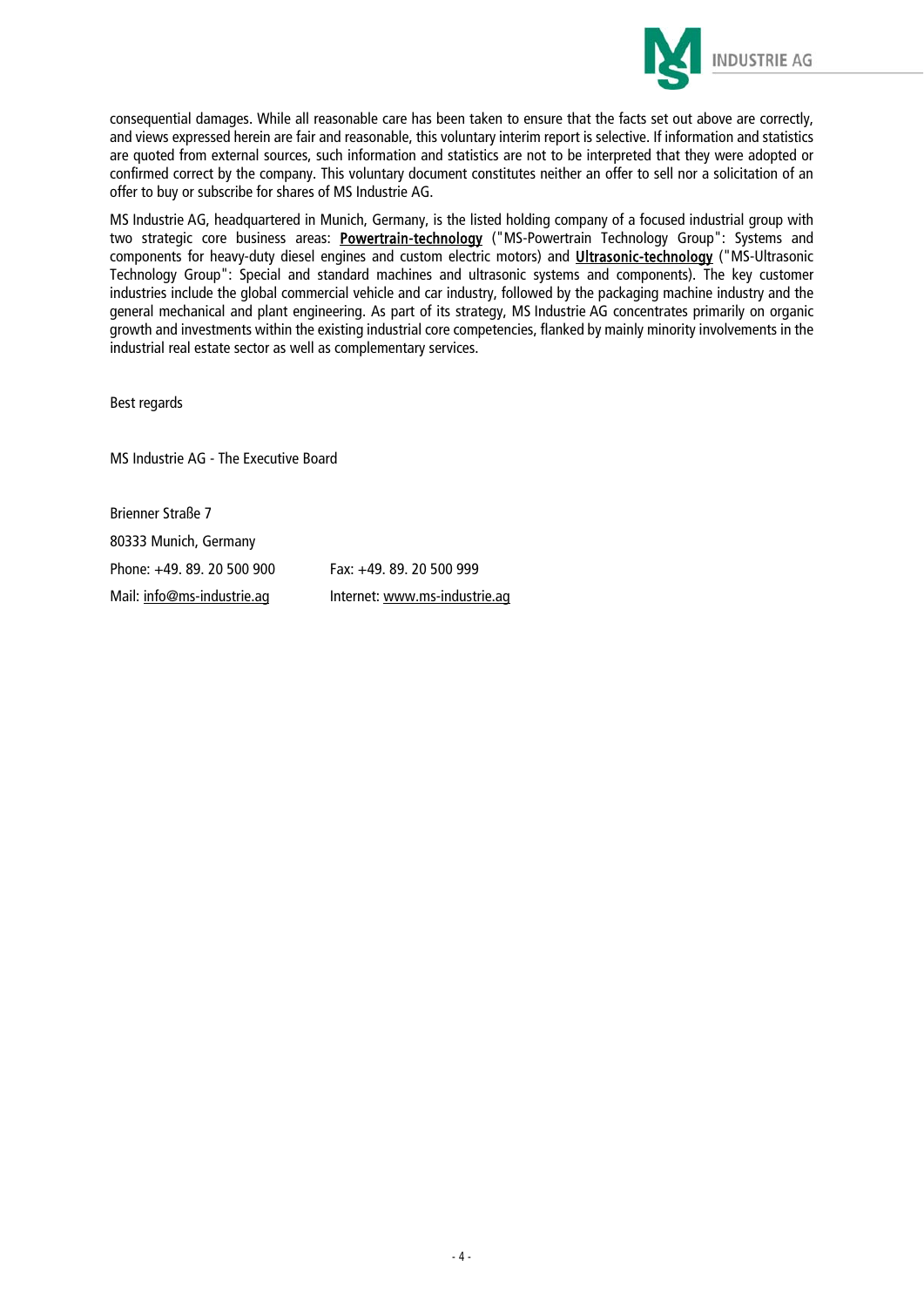consequential damages. While all reasonable care has been taken to ensure that the facts set out above are correctly, and views expressed herein are fair and reasonable, this voluntary interim report is selective. If information and statistics are quoted from external sources, such information and statistics are not to be interpreted that they were adopted or confirmed correct by the company. This voluntary document constitutes neither an offer to sell nor a solicitation of an offer to buy or subscribe for shares of MS Industrie AG.

MS Industrie AG, headquartered in Munich, Germany, is the listed holding company of a focused industrial group with two strategic core business areas: **Powertrain-technology** ("MS-Powertrain Technology Group": Systems and components for heavy-duty diesel engines and custom electric motors) and **Ultrasonic-technology** ("MS-Ultrasonic Technology Group": Special and standard machines and ultrasonic systems and components). The key customer industries include the global commercial vehicle and car industry, followed by the packaging machine industry and the general mechanical and plant engineering. As part of its strategy, MS Industrie AG concentrates primarily on organic growth and investments within the existing industrial core competencies, flanked by mainly minority involvements in the industrial real estate sector as well as complementary services.

Best regards

MS Industrie AG - The Executive Board

Brienner Straße 7

80333 Munich, Germany

Phone: +49. 89. 20 500 900 Fax: +49. 89. 20 500 999

Mail: info@ms-industrie.ag Internet: www.ms-industrie.ag